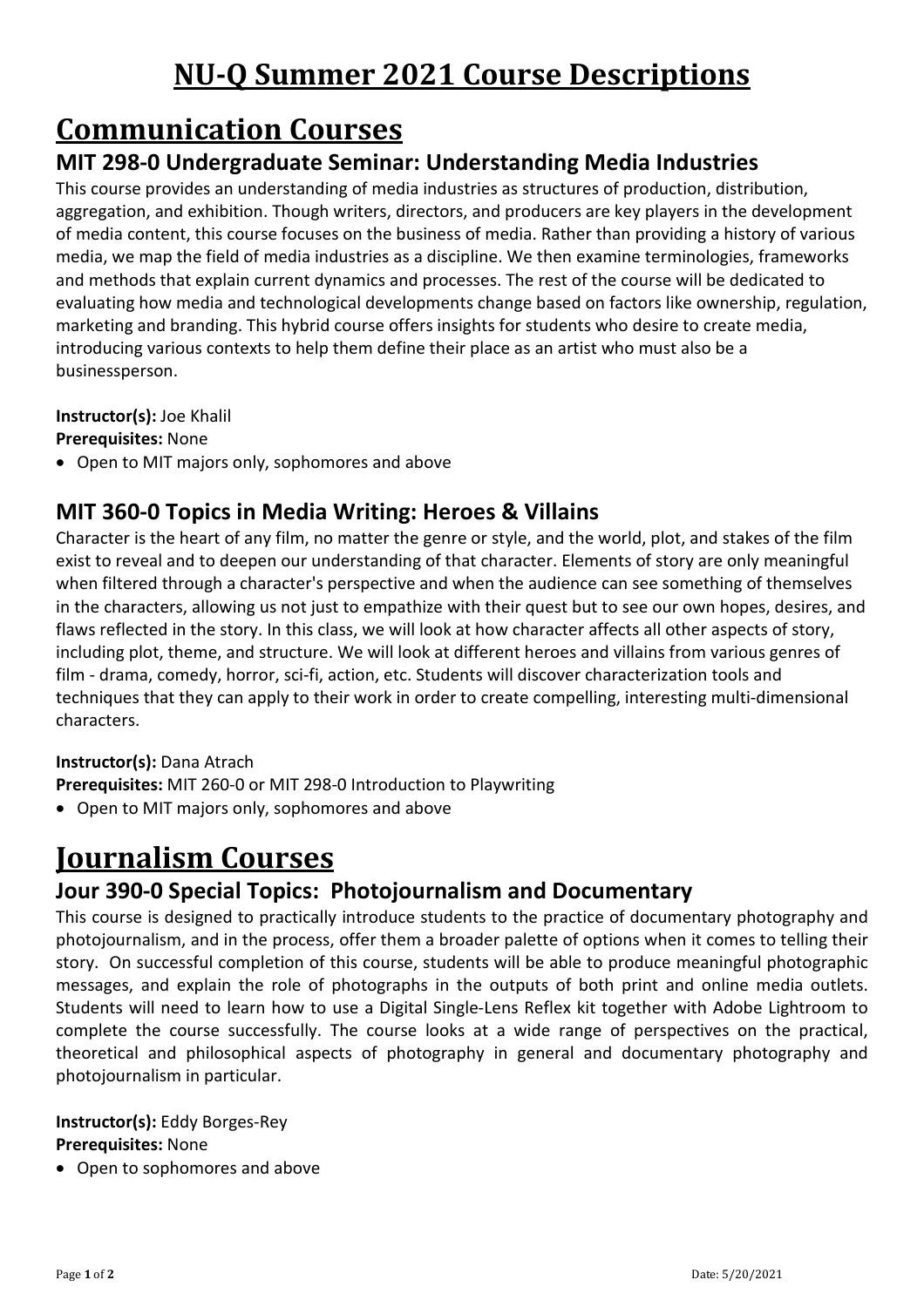# NU-Q Summer 2021 Course Descriptions

# Communication Courses

## MIT 298-0 Undergraduate Seminar: Understanding Media Industries

This course provides an understanding of media industries as structures of production, distribution, aggregation, and exhibition. Though writers, directors, and producers are key players in the development of media content, this course focuses on the business of media. Rather than providing a history of various media, we map the field of media industries as a discipline. We then examine terminologies, frameworks and methods that explain current dynamics and processes. The rest of the course will be dedicated to evaluating how media and technological developments change based on factors like ownership, regulation, marketing and branding. This hybrid course offers insights for students who desire to create media, introducing various contexts to help them define their place as an artist who must also be a businessperson.

**Instructor(s):** Joe Khalil
**Prerequisites:** None

- Open to MIT majors only, sophomores and above

## MIT 360-0 Topics in Media Writing: Heroes & Villains

Character is the heart of any film, no matter the genre or style, and the world, plot, and stakes of the film exist to reveal and to deepen our understanding of that character. Elements of story are only meaningful when filtered through a character's perspective and when the audience can see something of themselves in the characters, allowing us not just to empathize with their quest but to see our own hopes, desires, and flaws reflected in the story. In this class, we will look at how character affects all other aspects of story, including plot, theme, and structure. We will look at different heroes and villains from various genres of film - drama, comedy, horror, sci-fi, action, etc. Students will discover characterization tools and techniques that they can apply to their work in order to create compelling, interesting multi-dimensional characters.

**Instructor(s):** Dana Atrach
**Prerequisites:** MIT 260-0 or MIT 298-0 Introduction to Playwriting

- Open to MIT majors only, sophomores and above

# Journalism Courses

## Jour 390-0 Special Topics: Photojournalism and Documentary

This course is designed to practically introduce students to the practice of documentary photography and photojournalism, and in the process, offer them a broader palette of options when it comes to telling their story. On successful completion of this course, students will be able to produce meaningful photographic messages, and explain the role of photographs in the outputs of both print and online media outlets. Students will need to learn how to use a Digital Single-Lens Reflex kit together with Adobe Lightroom to complete the course successfully. The course looks at a wide range of perspectives on the practical, theoretical and philosophical aspects of photography in general and documentary photography and photojournalism in particular.

**Instructor(s):** Eddy Borges-Rey
**Prerequisites:** None

- Open to sophomores and above

Date: 5/20/2021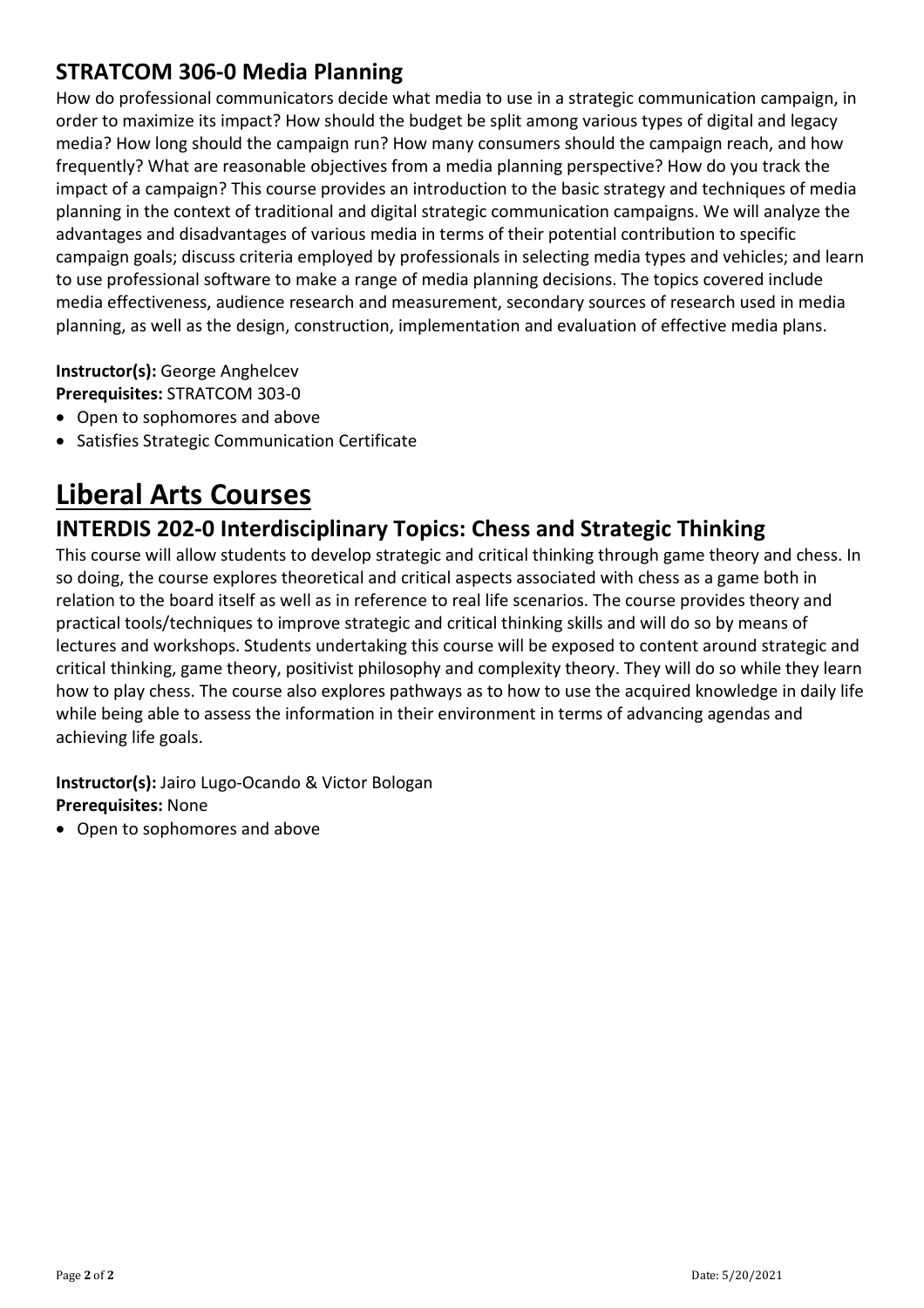## STRATCOM 306-0 Media Planning

How do professional communicators decide what media to use in a strategic communication campaign, in order to maximize its impact? How should the budget be split among various types of digital and legacy media? How long should the campaign run? How many consumers should the campaign reach, and how frequently? What are reasonable objectives from a media planning perspective? How do you track the impact of a campaign? This course provides an introduction to the basic strategy and techniques of media planning in the context of traditional and digital strategic communication campaigns. We will analyze the advantages and disadvantages of various media in terms of their potential contribution to specific campaign goals; discuss criteria employed by professionals in selecting media types and vehicles; and learn to use professional software to make a range of media planning decisions. The topics covered include media effectiveness, audience research and measurement, secondary sources of research used in media planning, as well as the design, construction, implementation and evaluation of effective media plans.

**Instructor(s):** George Anghelcev
**Prerequisites:** STRATCOM 303-0

- Open to sophomores and above
- Satisfies Strategic Communication Certificate

# Liberal Arts Courses

## INTERDIS 202-0 Interdisciplinary Topics: Chess and Strategic Thinking

This course will allow students to develop strategic and critical thinking through game theory and chess. In so doing, the course explores theoretical and critical aspects associated with chess as a game both in relation to the board itself as well as in reference to real life scenarios. The course provides theory and practical tools/techniques to improve strategic and critical thinking skills and will do so by means of lectures and workshops. Students undertaking this course will be exposed to content around strategic and critical thinking, game theory, positivist philosophy and complexity theory. They will do so while they learn how to play chess. The course also explores pathways as to how to use the acquired knowledge in daily life while being able to assess the information in their environment in terms of advancing agendas and achieving life goals.

**Instructor(s):** Jairo Lugo-Ocando & Victor Bologan
**Prerequisites:** None

- Open to sophomores and above